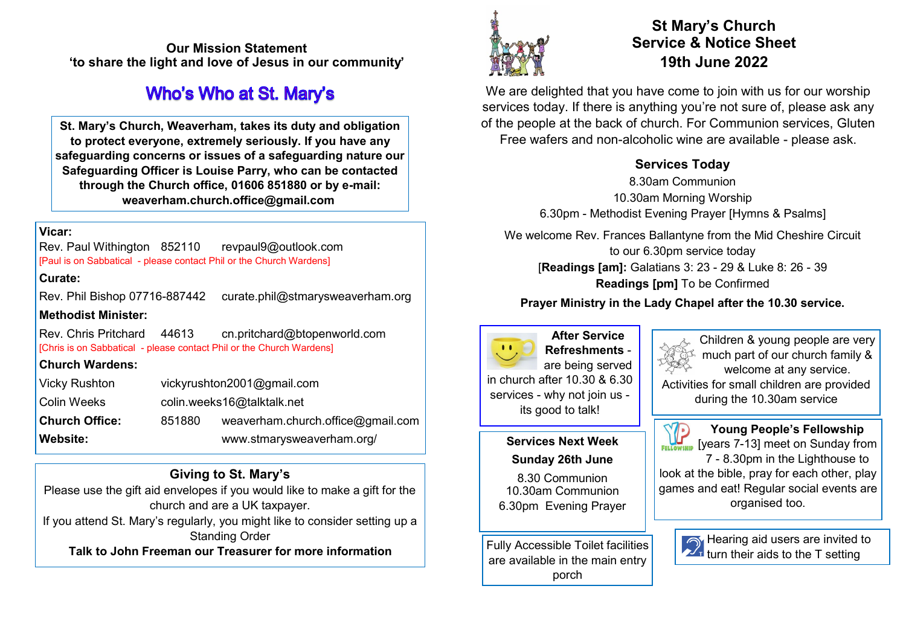**Our Mission Statement**
**'to share the light and love of Jesus in our community'**

## Who's Who at St. Mary's

**St. Mary's Church, Weaverham, takes its duty and obligation to protect everyone, extremely seriously. If you have any safeguarding concerns or issues of a safeguarding nature our Safeguarding Officer is Louise Parry, who can be contacted through the Church office, 01606 851880 or by e-mail: weaverham.church.office@gmail.com**

**Vicar:**
Rev. Paul Withington 852110 revpaul9@outlook.com
[Paul is on Sabbatical - please contact Phil or the Church Wardens]

**Curate:**
Rev. Phil Bishop 07716-887442 curate.phil@stmarysweaverham.org

**Methodist Minister:**
Rev. Chris Pritchard 44613 cn.pritchard@btopenworld.com
[Chris is on Sabbatical - please contact Phil or the Church Wardens]

**Church Wardens:**
Vicky Rushton vickyrushton2001@gmail.com
Colin Weeks colin.weeks16@talktalk.net

**Church Office:** 851880 weaverham.church.office@gmail.com
**Website:** www.stmarysweaverham.org/

### Giving to St. Mary's

Please use the gift aid envelopes if you would like to make a gift for the church and are a UK taxpayer.
If you attend St. Mary's regularly, you might like to consider setting up a Standing Order
**Talk to John Freeman our Treasurer for more information**

# St Mary's Church Service & Notice Sheet
## 19th June 2022

We are delighted that you have come to join with us for our worship services today. If there is anything you're not sure of, please ask any of the people at the back of church. For Communion services, Gluten Free wafers and non-alcoholic wine are available - please ask.

### Services Today

8.30am Communion
10.30am Morning Worship
6.30pm - Methodist Evening Prayer [Hymns & Psalms]

We welcome Rev. Frances Ballantyne from the Mid Cheshire Circuit to our 6.30pm service today
[**Readings [am]:** Galatians 3: 23 - 29 & Luke 8: 26 - 39
**Readings [pm]** To be Confirmed

**Prayer Ministry in the Lady Chapel after the 10.30 service.**

**After Service Refreshments** - are being served in church after 10.30 & 6.30 services - why not join us - its good to talk!

Children & young people are very much part of our church family & welcome at any service.
Activities for small children are provided during the 10.30am service

**Services Next Week**
**Sunday 26th June**
8.30 Communion
10.30am Communion
6.30pm Evening Prayer

**Young People's Fellowship** [years 7-13] meet on Sunday from 7 - 8.30pm in the Lighthouse to look at the bible, pray for each other, play games and eat! Regular social events are organised too.

Fully Accessible Toilet facilities are available in the main entry porch

Hearing aid users are invited to turn their aids to the T setting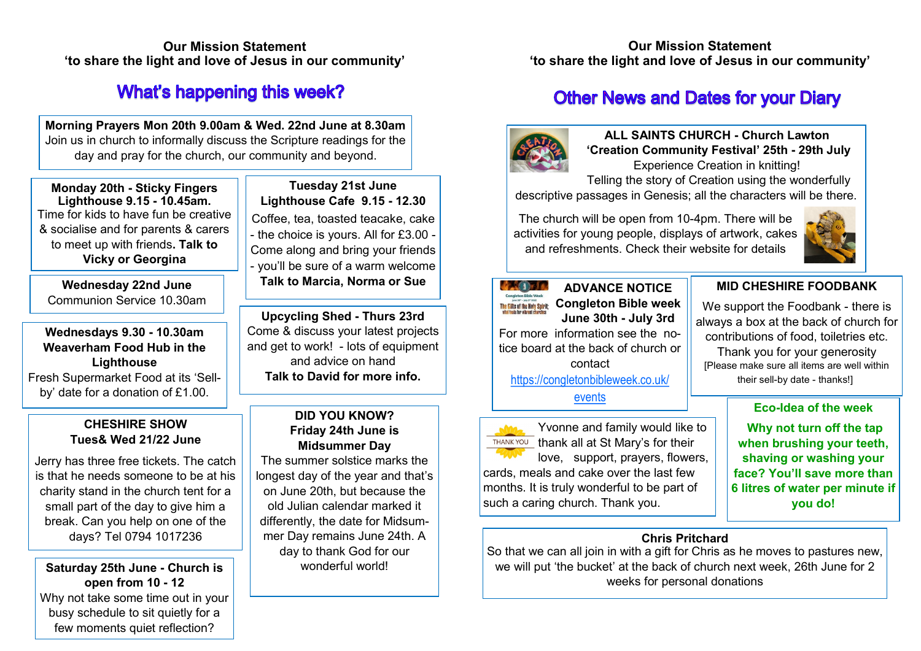**Our Mission Statement**
**'to share the light and love of Jesus in our community'**

## What's happening this week?

**Morning Prayers Mon 20th 9.00am & Wed. 22nd June at 8.30am**
Join us in church to informally discuss the Scripture readings for the day and pray for the church, our community and beyond.

**Monday 20th - Sticky Fingers Lighthouse 9.15 - 10.45am.**
Time for kids to have fun be creative & socialise and for parents & carers to meet up with friends. **Talk to Vicky or Georgina**

**Tuesday 21st June Lighthouse Cafe 9.15 - 12.30**
Coffee, tea, toasted teacake, cake - the choice is yours. All for £3.00 - Come along and bring your friends - you'll be sure of a warm welcome
**Talk to Marcia, Norma or Sue**

**Wednesday 22nd June**
Communion Service 10.30am

**Wednesdays 9.30 - 10.30am Weaverham Food Hub in the Lighthouse**
Fresh Supermarket Food at its 'Sell-by' date for a donation of £1.00.

**Upcycling Shed - Thurs 23rd**
Come & discuss your latest projects and get to work! - lots of equipment and advice on hand
**Talk to David for more info.**

**CHESHIRE SHOW**
**Tues& Wed 21/22 June**
Jerry has three free tickets. The catch is that he needs someone to be at his charity stand in the church tent for a small part of the day to give him a break. Can you help on one of the days? Tel 0794 1017236

**DID YOU KNOW?**
**Friday 24th June is Midsummer Day**
The summer solstice marks the longest day of the year and that's on June 20th, but because the old Julian calendar marked it differently, the date for Midsummer Day remains June 24th. A day to thank God for our wonderful world!

**Saturday 25th June - Church is open from 10 - 12**
Why not take some time out in your busy schedule to sit quietly for a few moments quiet reflection?

**Our Mission Statement**
**'to share the light and love of Jesus in our community'**

## Other News and Dates for your Diary

**ALL SAINTS CHURCH - Church Lawton**
**'Creation Community Festival' 25th - 29th July**
Experience Creation in knitting!
Telling the story of Creation using the wonderfully descriptive passages in Genesis; all the characters will be there.

The church will be open from 10-4pm. There will be activities for young people, displays of artwork, cakes and refreshments. Check their website for details

**ADVANCE NOTICE**
**Congleton Bible week**
**June 30th - July 3rd**
For more information see the notice board at the back of church or contact
https://congletonbibleweek.co.uk/events

**MID CHESHIRE FOODBANK**
We support the Foodbank - there is always a box at the back of church for contributions of food, toiletries etc. Thank you for your generosity
[Please make sure all items are well within their sell-by date - thanks!]

Yvonne and family would like to thank all at St Mary's for their love, support, prayers, flowers, cards, meals and cake over the last few months. It is truly wonderful to be part of such a caring church. Thank you.

**Eco-Idea of the week**
**Why not turn off the tap when brushing your teeth, shaving or washing your face? You'll save more than 6 litres of water per minute if you do!**

**Chris Pritchard**
So that we can all join in with a gift for Chris as he moves to pastures new, we will put 'the bucket' at the back of church next week, 26th June for 2 weeks for personal donations